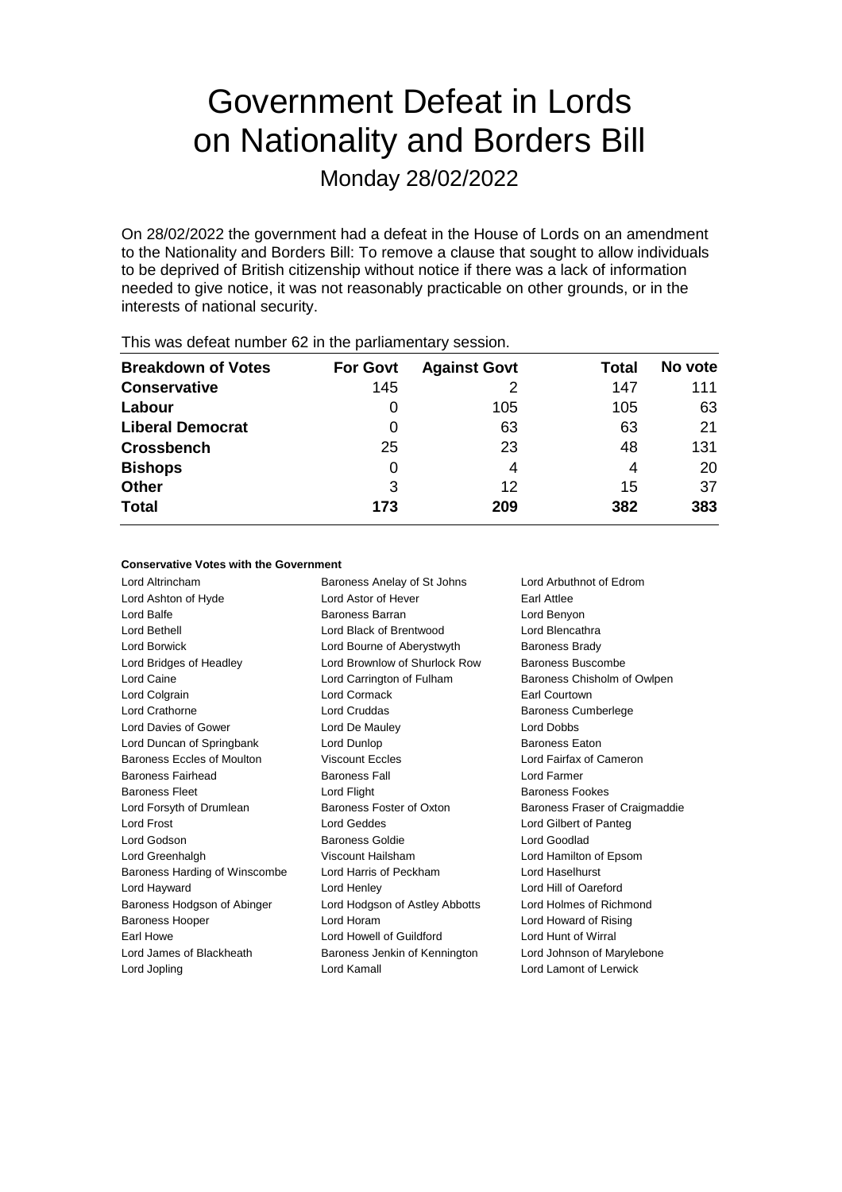# Government Defeat in Lords on Nationality and Borders Bill

Monday 28/02/2022

On 28/02/2022 the government had a defeat in the House of Lords on an amendment to the Nationality and Borders Bill: To remove a clause that sought to allow individuals to be deprived of British citizenship without notice if there was a lack of information needed to give notice, it was not reasonably practicable on other grounds, or in the interests of national security.

This was defeat number 62 in the parliamentary session.

| Breakdown of Votes | For Govt | Against Govt | Total | No vote |
|---|---|---|---|---|
| **Conservative** | 145 | 2 | 147 | 111 |
| **Labour** | 0 | 105 | 105 | 63 |
| **Liberal Democrat** | 0 | 63 | 63 | 21 |
| **Crossbench** | 25 | 23 | 48 | 131 |
| **Bishops** | 0 | 4 | 4 | 20 |
| **Other** | 3 | 12 | 15 | 37 |
| **Total** | 173 | 209 | 382 | 383 |

**Conservative Votes with the Government**

Lord Altrincham
Baroness Anelay of St Johns
Lord Arbuthnot of Edrom
Lord Ashton of Hyde
Lord Astor of Hever
Earl Attlee
Lord Balfe
Baroness Barran
Lord Benyon
Lord Bethell
Lord Black of Brentwood
Lord Blencathra
Lord Borwick
Lord Bourne of Aberystwyth
Baroness Brady
Lord Bridges of Headley
Lord Brownlow of Shurlock Row
Baroness Buscombe
Lord Caine
Lord Carrington of Fulham
Baroness Chisholm of Owlpen
Lord Colgrain
Lord Cormack
Earl Courtown
Lord Crathorne
Lord Cruddas
Baroness Cumberlege
Lord Davies of Gower
Lord De Mauley
Lord Dobbs
Lord Duncan of Springbank
Lord Dunlop
Baroness Eaton
Baroness Eccles of Moulton
Viscount Eccles
Lord Fairfax of Cameron
Baroness Fairhead
Baroness Fall
Lord Farmer
Baroness Fleet
Lord Flight
Baroness Fookes
Lord Forsyth of Drumlean
Baroness Foster of Oxton
Baroness Fraser of Craigmaddie
Lord Frost
Lord Geddes
Lord Gilbert of Panteg
Lord Godson
Baroness Goldie
Lord Goodlad
Lord Greenhalgh
Viscount Hailsham
Lord Hamilton of Epsom
Baroness Harding of Winscombe
Lord Harris of Peckham
Lord Haselhurst
Lord Hayward
Lord Henley
Lord Hill of Oareford
Baroness Hodgson of Abinger
Lord Hodgson of Astley Abbotts
Lord Holmes of Richmond
Baroness Hooper
Lord Horam
Lord Howard of Rising
Earl Howe
Lord Howell of Guildford
Lord Hunt of Wirral
Lord James of Blackheath
Baroness Jenkin of Kennington
Lord Johnson of Marylebone
Lord Jopling
Lord Kamall
Lord Lamont of Lerwick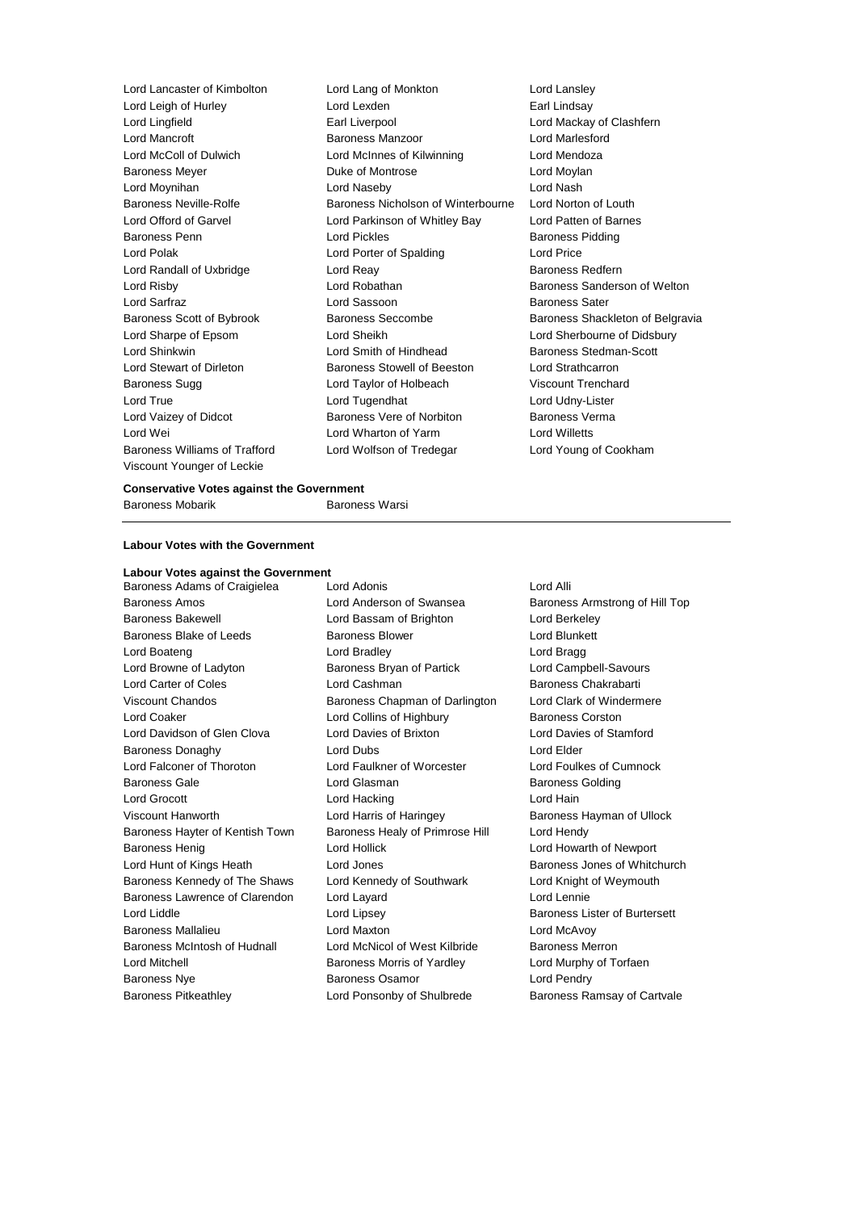Lord Lancaster of Kimbolton
Lord Lang of Monkton
Lord Lansley
Lord Leigh of Hurley
Lord Lexden
Earl Lindsay
Lord Lingfield
Earl Liverpool
Lord Mackay of Clashfern
Lord Mancroft
Baroness Manzoor
Lord Marlesford
Lord McColl of Dulwich
Lord McInnes of Kilwinning
Lord Mendoza
Baroness Meyer
Duke of Montrose
Lord Moylan
Lord Moynihan
Lord Naseby
Lord Nash
Baroness Neville-Rolfe
Baroness Nicholson of Winterbourne
Lord Norton of Louth
Lord Offord of Garvel
Lord Parkinson of Whitley Bay
Lord Patten of Barnes
Baroness Penn
Lord Pickles
Baroness Pidding
Lord Polak
Lord Porter of Spalding
Lord Price
Lord Randall of Uxbridge
Lord Reay
Baroness Redfern
Lord Risby
Lord Robathan
Baroness Sanderson of Welton
Lord Sarfraz
Lord Sassoon
Baroness Sater
Baroness Scott of Bybrook
Baroness Seccombe
Baroness Shackleton of Belgravia
Lord Sharpe of Epsom
Lord Sheikh
Lord Sherbourne of Didsbury
Lord Shinkwin
Lord Smith of Hindhead
Baroness Stedman-Scott
Lord Stewart of Dirleton
Baroness Stowell of Beeston
Lord Strathcarron
Baroness Sugg
Lord Taylor of Holbeach
Viscount Trenchard
Lord True
Lord Tugendhat
Lord Udny-Lister
Lord Vaizey of Didcot
Baroness Vere of Norbiton
Baroness Verma
Lord Wei
Lord Wharton of Yarm
Lord Willetts
Baroness Williams of Trafford
Lord Wolfson of Tredegar
Lord Young of Cookham
Viscount Younger of Leckie

**Conservative Votes against the Government**

Baroness Mobarik
Baroness Warsi

---

**Labour Votes with the Government**

**Labour Votes against the Government**

Baroness Adams of Craigielea
Lord Adonis
Lord Alli
Baroness Amos
Lord Anderson of Swansea
Baroness Armstrong of Hill Top
Baroness Bakewell
Lord Bassam of Brighton
Lord Berkeley
Baroness Blake of Leeds
Baroness Blower
Lord Blunkett
Lord Boateng
Lord Bradley
Lord Bragg
Lord Browne of Ladyton
Baroness Bryan of Partick
Lord Campbell-Savours
Lord Carter of Coles
Lord Cashman
Baroness Chakrabarti
Viscount Chandos
Baroness Chapman of Darlington
Lord Clark of Windermere
Lord Coaker
Lord Collins of Highbury
Baroness Corston
Lord Davidson of Glen Clova
Lord Davies of Brixton
Lord Davies of Stamford
Baroness Donaghy
Lord Dubs
Lord Elder
Lord Falconer of Thoroton
Lord Faulkner of Worcester
Lord Foulkes of Cumnock
Baroness Gale
Lord Glasman
Baroness Golding
Lord Grocott
Lord Hacking
Lord Hain
Viscount Hanworth
Lord Harris of Haringey
Baroness Hayman of Ullock
Baroness Hayter of Kentish Town
Baroness Healy of Primrose Hill
Lord Hendy
Baroness Henig
Lord Hollick
Lord Howarth of Newport
Lord Hunt of Kings Heath
Lord Jones
Baroness Jones of Whitchurch
Baroness Kennedy of The Shaws
Lord Kennedy of Southwark
Lord Knight of Weymouth
Baroness Lawrence of Clarendon
Lord Layard
Lord Lennie
Lord Liddle
Lord Lipsey
Baroness Lister of Burtersett
Baroness Mallalieu
Lord Maxton
Lord McAvoy
Baroness McIntosh of Hudnall
Lord McNicol of West Kilbride
Baroness Merron
Lord Mitchell
Baroness Morris of Yardley
Lord Murphy of Torfaen
Baroness Nye
Baroness Osamor
Lord Pendry
Baroness Pitkeathley
Lord Ponsonby of Shulbrede
Baroness Ramsay of Cartvale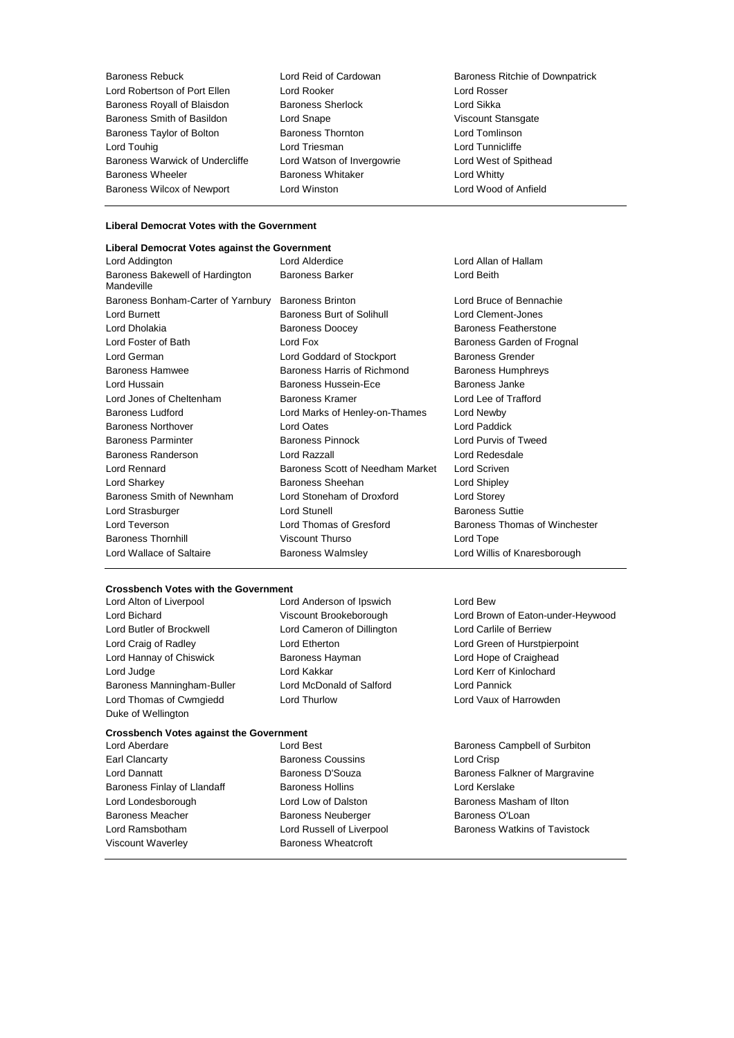Baroness Rebuck, Lord Reid of Cardowan, Baroness Ritchie of Downpatrick
Lord Robertson of Port Ellen, Lord Rooker, Lord Rosser
Baroness Royall of Blaisdon, Baroness Sherlock, Lord Sikka
Baroness Smith of Basildon, Lord Snape, Viscount Stansgate
Baroness Taylor of Bolton, Baroness Thornton, Lord Tomlinson
Lord Touhig, Lord Triesman, Lord Tunnicliffe
Baroness Warwick of Undercliffe, Lord Watson of Invergowrie, Lord West of Spithead
Baroness Wheeler, Baroness Whitaker, Lord Whitty
Baroness Wilcox of Newport, Lord Winston, Lord Wood of Anfield

**Liberal Democrat Votes with the Government**

**Liberal Democrat Votes against the Government**

Lord Addington, Lord Alderdice, Lord Allan of Hallam
Baroness Bakewell of Hardington Mandeville, Baroness Barker, Lord Beith
Baroness Bonham-Carter of Yarnbury, Baroness Brinton, Lord Bruce of Bennachie
Lord Burnett, Baroness Burt of Solihull, Lord Clement-Jones
Lord Dholakia, Baroness Doocey, Baroness Featherstone
Lord Foster of Bath, Lord Fox, Baroness Garden of Frognal
Lord German, Lord Goddard of Stockport, Baroness Grender
Baroness Hamwee, Baroness Harris of Richmond, Baroness Humphreys
Lord Hussain, Baroness Hussein-Ece, Baroness Janke
Lord Jones of Cheltenham, Baroness Kramer, Lord Lee of Trafford
Baroness Ludford, Lord Marks of Henley-on-Thames, Lord Newby
Baroness Northover, Lord Oates, Lord Paddick
Baroness Parminter, Baroness Pinnock, Lord Purvis of Tweed
Baroness Randerson, Lord Razzall, Lord Redesdale
Lord Rennard, Baroness Scott of Needham Market, Lord Scriven
Lord Sharkey, Baroness Sheehan, Lord Shipley
Baroness Smith of Newnham, Lord Stoneham of Droxford, Lord Storey
Lord Strasburger, Lord Stunell, Baroness Suttie
Lord Teverson, Lord Thomas of Gresford, Baroness Thomas of Winchester
Baroness Thornhill, Viscount Thurso, Lord Tope
Lord Wallace of Saltaire, Baroness Walmsley, Lord Willis of Knaresborough

**Crossbench Votes with the Government**

Lord Alton of Liverpool, Lord Anderson of Ipswich, Lord Bew
Lord Bichard, Viscount Brookeborough, Lord Brown of Eaton-under-Heywood
Lord Butler of Brockwell, Lord Cameron of Dillington, Lord Carlile of Berriew
Lord Craig of Radley, Lord Etherton, Lord Green of Hurstpierpoint
Lord Hannay of Chiswick, Baroness Hayman, Lord Hope of Craighead
Lord Judge, Lord Kakkar, Lord Kerr of Kinlochard
Baroness Manningham-Buller, Lord McDonald of Salford, Lord Pannick
Lord Thomas of Cwmgiedd, Lord Thurlow, Lord Vaux of Harrowden
Duke of Wellington

**Crossbench Votes against the Government**

Lord Aberdare, Lord Best, Baroness Campbell of Surbiton
Earl Clancarty, Baroness Coussins, Lord Crisp
Lord Dannatt, Baroness D'Souza, Baroness Falkner of Margravine
Baroness Finlay of Llandaff, Baroness Hollins, Lord Kerslake
Lord Londesborough, Lord Low of Dalston, Baroness Masham of Ilton
Baroness Meacher, Baroness Neuberger, Baroness O'Loan
Lord Ramsbotham, Lord Russell of Liverpool, Baroness Watkins of Tavistock
Viscount Waverley, Baroness Wheatcroft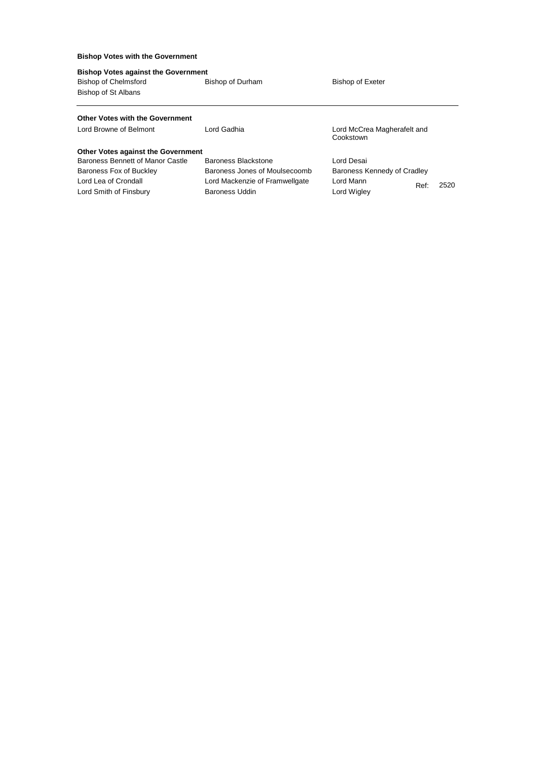**Bishop Votes with the Government**

**Bishop Votes against the Government**

| | | |
|---|---|---|
| Bishop of Chelmsford | Bishop of Durham | Bishop of Exeter |
| Bishop of St Albans | | |

---

**Other Votes with the Government**

| | | |
|---|---|---|
| Lord Browne of Belmont | Lord Gadhia | Lord McCrea Magherafelt and Cookstown |

**Other Votes against the Government**

| | | |
|---|---|---|
| Baroness Bennett of Manor Castle | Baroness Blackstone | Lord Desai |
| Baroness Fox of Buckley | Baroness Jones of Moulsecoomb | Baroness Kennedy of Cradley |
| Lord Lea of Crondall | Lord Mackenzie of Framwellgate | Lord Mann |
| Lord Smith of Finsbury | Baroness Uddin | Lord Wigley |

Ref: 2520